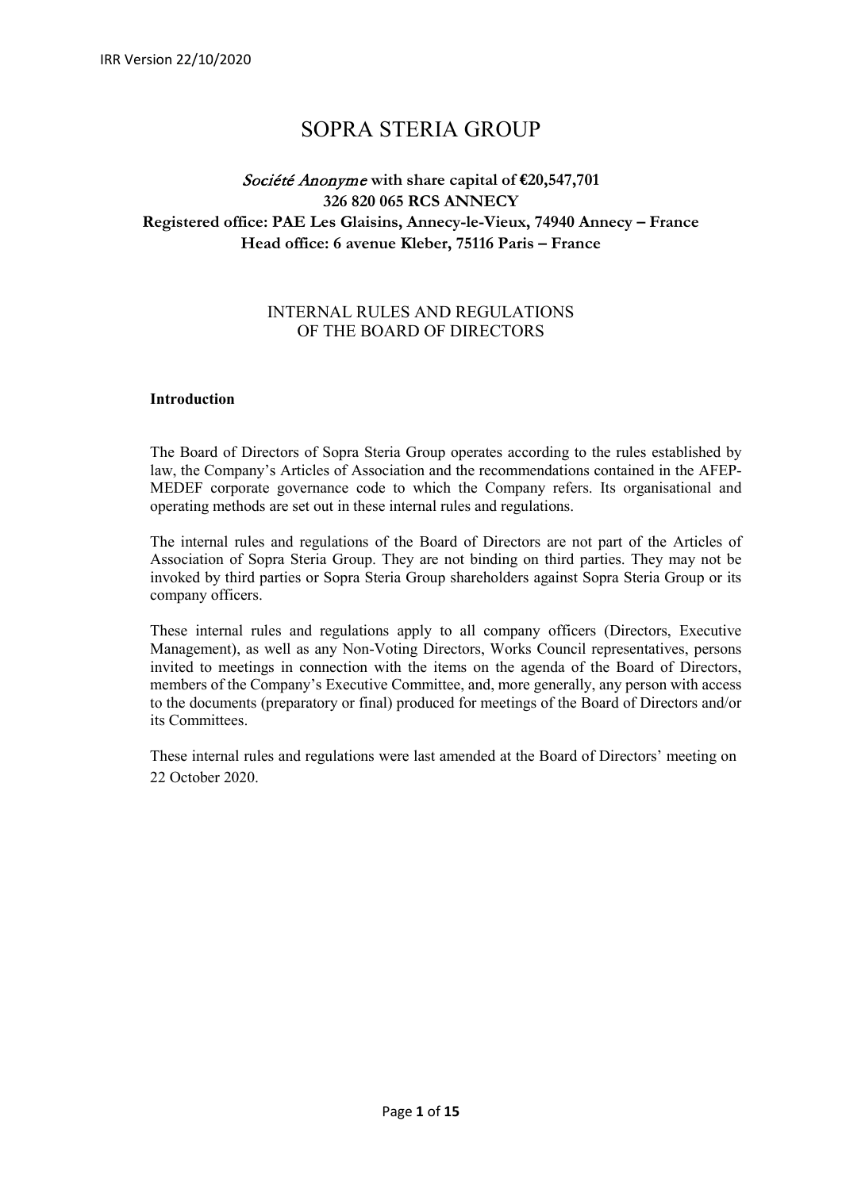# SOPRA STERIA GROUP

***Société Anonyme* with share capital of €20,547,701**
**326 820 065 RCS ANNECY**
**Registered office: PAE Les Glaisins, Annecy-le-Vieux, 74940 Annecy – France**
**Head office: 6 avenue Kleber, 75116 Paris – France**

## INTERNAL RULES AND REGULATIONS OF THE BOARD OF DIRECTORS

### Introduction

The Board of Directors of Sopra Steria Group operates according to the rules established by law, the Company's Articles of Association and the recommendations contained in the AFEP-MEDEF corporate governance code to which the Company refers. Its organisational and operating methods are set out in these internal rules and regulations.

The internal rules and regulations of the Board of Directors are not part of the Articles of Association of Sopra Steria Group. They are not binding on third parties. They may not be invoked by third parties or Sopra Steria Group shareholders against Sopra Steria Group or its company officers.

These internal rules and regulations apply to all company officers (Directors, Executive Management), as well as any Non-Voting Directors, Works Council representatives, persons invited to meetings in connection with the items on the agenda of the Board of Directors, members of the Company's Executive Committee, and, more generally, any person with access to the documents (preparatory or final) produced for meetings of the Board of Directors and/or its Committees.

These internal rules and regulations were last amended at the Board of Directors' meeting on 22 October 2020.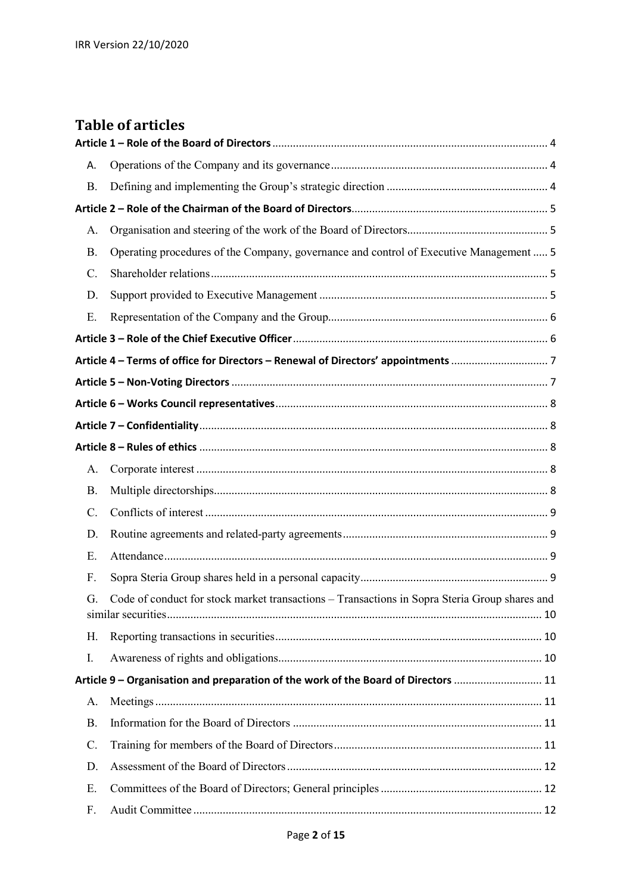## Table of articles

**Article 1 – Role of the Board of Directors** .... 4

A. Operations of the Company and its governance .... 4

B. Defining and implementing the Group's strategic direction .... 4

**Article 2 – Role of the Chairman of the Board of Directors** .... 5

A. Organisation and steering of the work of the Board of Directors .... 5

B. Operating procedures of the Company, governance and control of Executive Management .... 5

C. Shareholder relations .... 5

D. Support provided to Executive Management .... 5

E. Representation of the Company and the Group .... 6

**Article 3 – Role of the Chief Executive Officer** .... 6

**Article 4 – Terms of office for Directors – Renewal of Directors' appointments** .... 7

**Article 5 – Non-Voting Directors** .... 7

**Article 6 – Works Council representatives** .... 8

**Article 7 – Confidentiality** .... 8

**Article 8 – Rules of ethics** .... 8

A. Corporate interest .... 8

B. Multiple directorships .... 8

C. Conflicts of interest .... 9

D. Routine agreements and related-party agreements .... 9

E. Attendance .... 9

F. Sopra Steria Group shares held in a personal capacity .... 9

G. Code of conduct for stock market transactions – Transactions in Sopra Steria Group shares and similar securities .... 10

H. Reporting transactions in securities .... 10

I. Awareness of rights and obligations .... 10

**Article 9 – Organisation and preparation of the work of the Board of Directors** .... 11

A. Meetings .... 11

B. Information for the Board of Directors .... 11

C. Training for members of the Board of Directors .... 11

D. Assessment of the Board of Directors .... 12

E. Committees of the Board of Directors; General principles .... 12

F. Audit Committee .... 12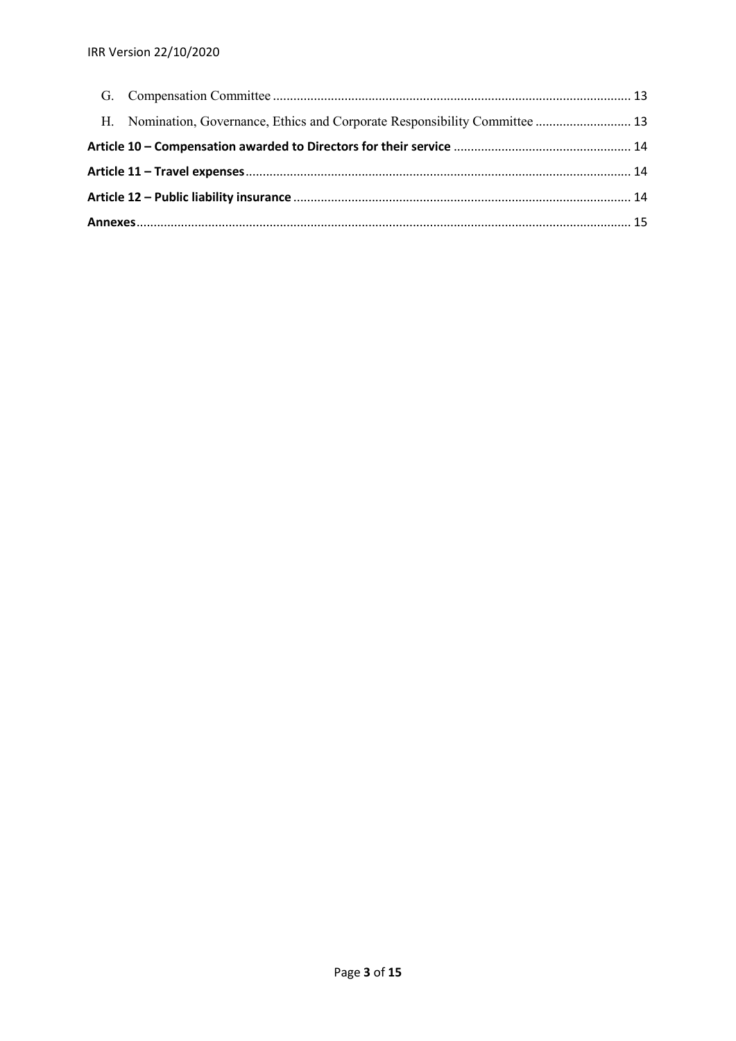G. Compensation Committee ........................................................................................................ 13

H. Nomination, Governance, Ethics and Corporate Responsibility Committee ............................ 13

**Article 10 – Compensation awarded to Directors for their service** .................................................... 14

**Article 11 – Travel expenses** ................................................................................................................ 14

**Article 12 – Public liability insurance** .................................................................................................. 14

**Annexes** ............................................................................................................................................... 15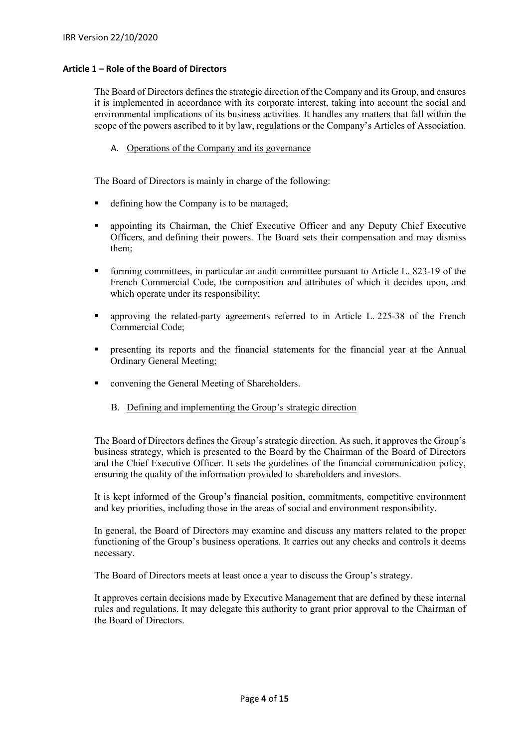## Article 1 – Role of the Board of Directors

The Board of Directors defines the strategic direction of the Company and its Group, and ensures it is implemented in accordance with its corporate interest, taking into account the social and environmental implications of its business activities. It handles any matters that fall within the scope of the powers ascribed to it by law, regulations or the Company's Articles of Association.

### A. Operations of the Company and its governance

The Board of Directors is mainly in charge of the following:

- defining how the Company is to be managed;
- appointing its Chairman, the Chief Executive Officer and any Deputy Chief Executive Officers, and defining their powers. The Board sets their compensation and may dismiss them;
- forming committees, in particular an audit committee pursuant to Article L. 823-19 of the French Commercial Code, the composition and attributes of which it decides upon, and which operate under its responsibility;
- approving the related-party agreements referred to in Article L. 225-38 of the French Commercial Code;
- presenting its reports and the financial statements for the financial year at the Annual Ordinary General Meeting;
- convening the General Meeting of Shareholders.

### B. Defining and implementing the Group's strategic direction

The Board of Directors defines the Group's strategic direction. As such, it approves the Group's business strategy, which is presented to the Board by the Chairman of the Board of Directors and the Chief Executive Officer. It sets the guidelines of the financial communication policy, ensuring the quality of the information provided to shareholders and investors.

It is kept informed of the Group's financial position, commitments, competitive environment and key priorities, including those in the areas of social and environment responsibility.

In general, the Board of Directors may examine and discuss any matters related to the proper functioning of the Group's business operations. It carries out any checks and controls it deems necessary.

The Board of Directors meets at least once a year to discuss the Group's strategy.

It approves certain decisions made by Executive Management that are defined by these internal rules and regulations. It may delegate this authority to grant prior approval to the Chairman of the Board of Directors.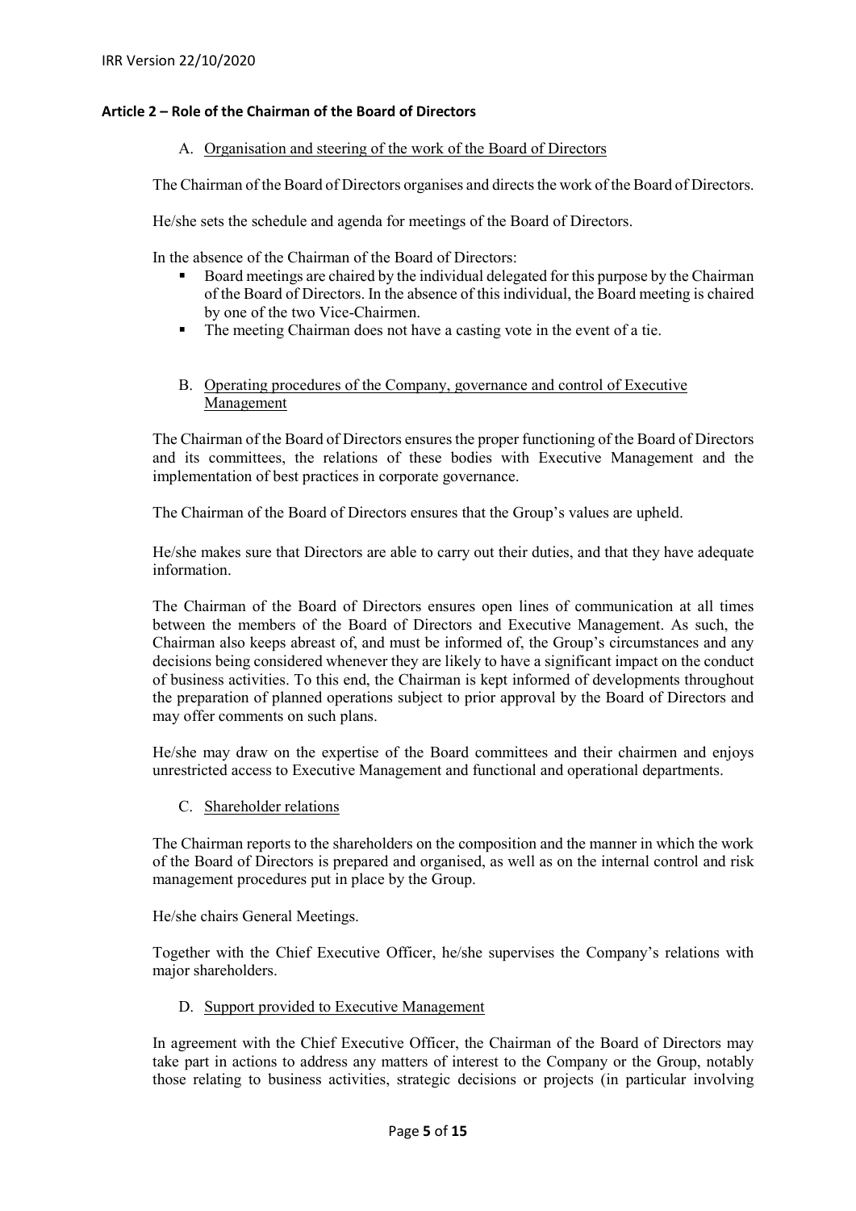## Article 2 – Role of the Chairman of the Board of Directors

### A. Organisation and steering of the work of the Board of Directors

The Chairman of the Board of Directors organises and directs the work of the Board of Directors.

He/she sets the schedule and agenda for meetings of the Board of Directors.

In the absence of the Chairman of the Board of Directors:

- Board meetings are chaired by the individual delegated for this purpose by the Chairman of the Board of Directors. In the absence of this individual, the Board meeting is chaired by one of the two Vice-Chairmen.
- The meeting Chairman does not have a casting vote in the event of a tie.

### B. Operating procedures of the Company, governance and control of Executive Management

The Chairman of the Board of Directors ensures the proper functioning of the Board of Directors and its committees, the relations of these bodies with Executive Management and the implementation of best practices in corporate governance.

The Chairman of the Board of Directors ensures that the Group's values are upheld.

He/she makes sure that Directors are able to carry out their duties, and that they have adequate information.

The Chairman of the Board of Directors ensures open lines of communication at all times between the members of the Board of Directors and Executive Management. As such, the Chairman also keeps abreast of, and must be informed of, the Group's circumstances and any decisions being considered whenever they are likely to have a significant impact on the conduct of business activities. To this end, the Chairman is kept informed of developments throughout the preparation of planned operations subject to prior approval by the Board of Directors and may offer comments on such plans.

He/she may draw on the expertise of the Board committees and their chairmen and enjoys unrestricted access to Executive Management and functional and operational departments.

### C. Shareholder relations

The Chairman reports to the shareholders on the composition and the manner in which the work of the Board of Directors is prepared and organised, as well as on the internal control and risk management procedures put in place by the Group.

He/she chairs General Meetings.

Together with the Chief Executive Officer, he/she supervises the Company's relations with major shareholders.

### D. Support provided to Executive Management

In agreement with the Chief Executive Officer, the Chairman of the Board of Directors may take part in actions to address any matters of interest to the Company or the Group, notably those relating to business activities, strategic decisions or projects (in particular involving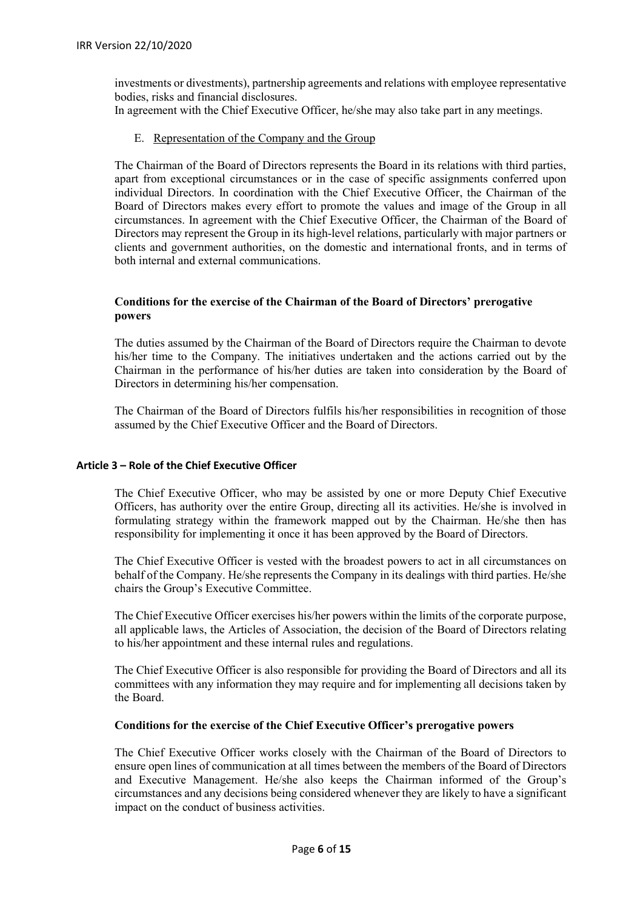investments or divestments), partnership agreements and relations with employee representative bodies, risks and financial disclosures.
In agreement with the Chief Executive Officer, he/she may also take part in any meetings.

E. Representation of the Company and the Group

The Chairman of the Board of Directors represents the Board in its relations with third parties, apart from exceptional circumstances or in the case of specific assignments conferred upon individual Directors. In coordination with the Chief Executive Officer, the Chairman of the Board of Directors makes every effort to promote the values and image of the Group in all circumstances. In agreement with the Chief Executive Officer, the Chairman of the Board of Directors may represent the Group in its high-level relations, particularly with major partners or clients and government authorities, on the domestic and international fronts, and in terms of both internal and external communications.

**Conditions for the exercise of the Chairman of the Board of Directors' prerogative powers**

The duties assumed by the Chairman of the Board of Directors require the Chairman to devote his/her time to the Company. The initiatives undertaken and the actions carried out by the Chairman in the performance of his/her duties are taken into consideration by the Board of Directors in determining his/her compensation.

The Chairman of the Board of Directors fulfils his/her responsibilities in recognition of those assumed by the Chief Executive Officer and the Board of Directors.

## Article 3 – Role of the Chief Executive Officer

The Chief Executive Officer, who may be assisted by one or more Deputy Chief Executive Officers, has authority over the entire Group, directing all its activities. He/she is involved in formulating strategy within the framework mapped out by the Chairman. He/she then has responsibility for implementing it once it has been approved by the Board of Directors.

The Chief Executive Officer is vested with the broadest powers to act in all circumstances on behalf of the Company. He/she represents the Company in its dealings with third parties. He/she chairs the Group's Executive Committee.

The Chief Executive Officer exercises his/her powers within the limits of the corporate purpose, all applicable laws, the Articles of Association, the decision of the Board of Directors relating to his/her appointment and these internal rules and regulations.

The Chief Executive Officer is also responsible for providing the Board of Directors and all its committees with any information they may require and for implementing all decisions taken by the Board.

**Conditions for the exercise of the Chief Executive Officer's prerogative powers**

The Chief Executive Officer works closely with the Chairman of the Board of Directors to ensure open lines of communication at all times between the members of the Board of Directors and Executive Management. He/she also keeps the Chairman informed of the Group's circumstances and any decisions being considered whenever they are likely to have a significant impact on the conduct of business activities.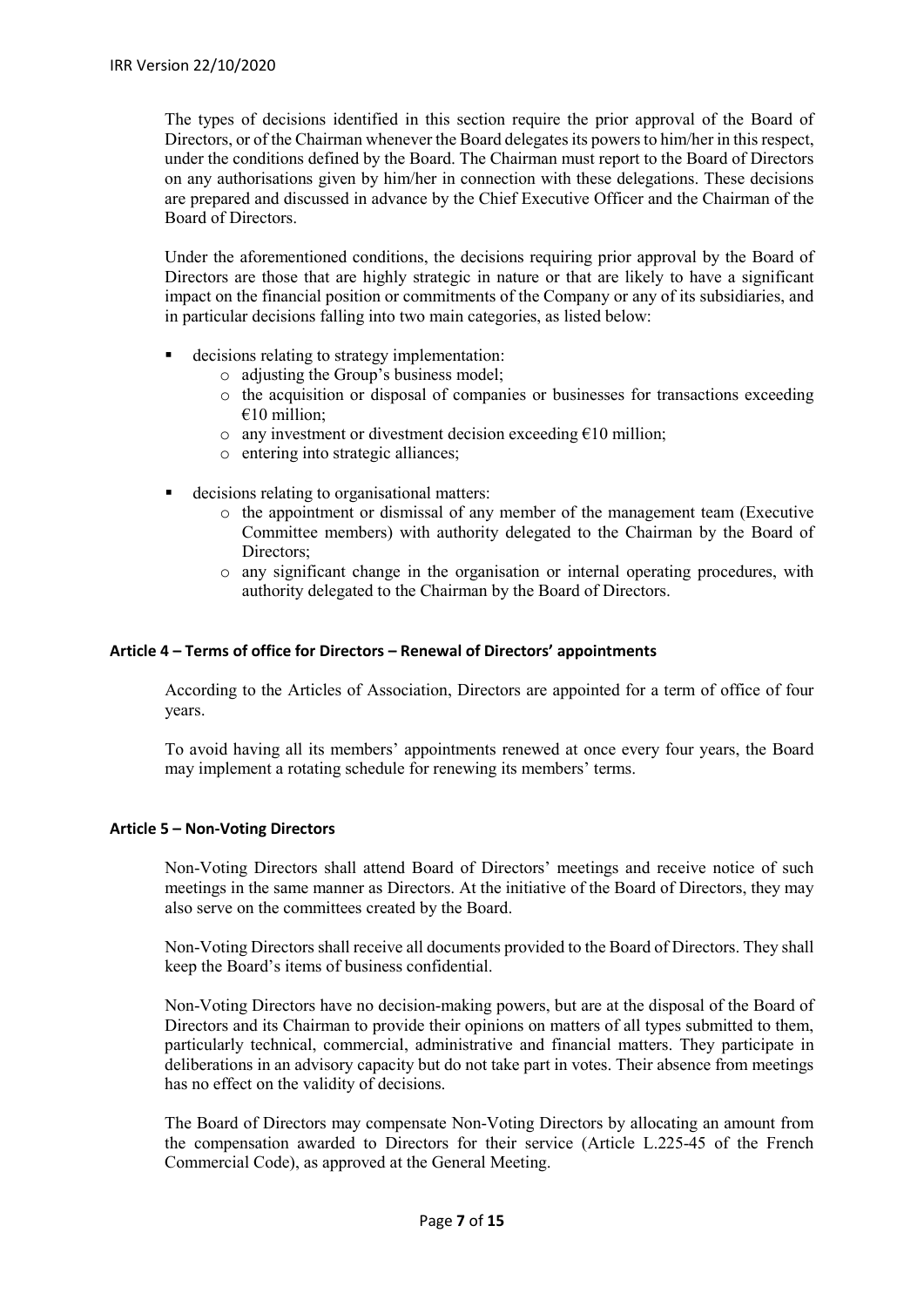The types of decisions identified in this section require the prior approval of the Board of Directors, or of the Chairman whenever the Board delegates its powers to him/her in this respect, under the conditions defined by the Board. The Chairman must report to the Board of Directors on any authorisations given by him/her in connection with these delegations. These decisions are prepared and discussed in advance by the Chief Executive Officer and the Chairman of the Board of Directors.

Under the aforementioned conditions, the decisions requiring prior approval by the Board of Directors are those that are highly strategic in nature or that are likely to have a significant impact on the financial position or commitments of the Company or any of its subsidiaries, and in particular decisions falling into two main categories, as listed below:

- decisions relating to strategy implementation:
  - adjusting the Group's business model;
  - the acquisition or disposal of companies or businesses for transactions exceeding €10 million;
  - any investment or divestment decision exceeding €10 million;
  - entering into strategic alliances;
- decisions relating to organisational matters:
  - the appointment or dismissal of any member of the management team (Executive Committee members) with authority delegated to the Chairman by the Board of Directors;
  - any significant change in the organisation or internal operating procedures, with authority delegated to the Chairman by the Board of Directors.

### Article 4 – Terms of office for Directors – Renewal of Directors' appointments

According to the Articles of Association, Directors are appointed for a term of office of four years.

To avoid having all its members' appointments renewed at once every four years, the Board may implement a rotating schedule for renewing its members' terms.

### Article 5 – Non-Voting Directors

Non-Voting Directors shall attend Board of Directors' meetings and receive notice of such meetings in the same manner as Directors. At the initiative of the Board of Directors, they may also serve on the committees created by the Board.

Non-Voting Directors shall receive all documents provided to the Board of Directors. They shall keep the Board's items of business confidential.

Non-Voting Directors have no decision-making powers, but are at the disposal of the Board of Directors and its Chairman to provide their opinions on matters of all types submitted to them, particularly technical, commercial, administrative and financial matters. They participate in deliberations in an advisory capacity but do not take part in votes. Their absence from meetings has no effect on the validity of decisions.

The Board of Directors may compensate Non-Voting Directors by allocating an amount from the compensation awarded to Directors for their service (Article L.225-45 of the French Commercial Code), as approved at the General Meeting.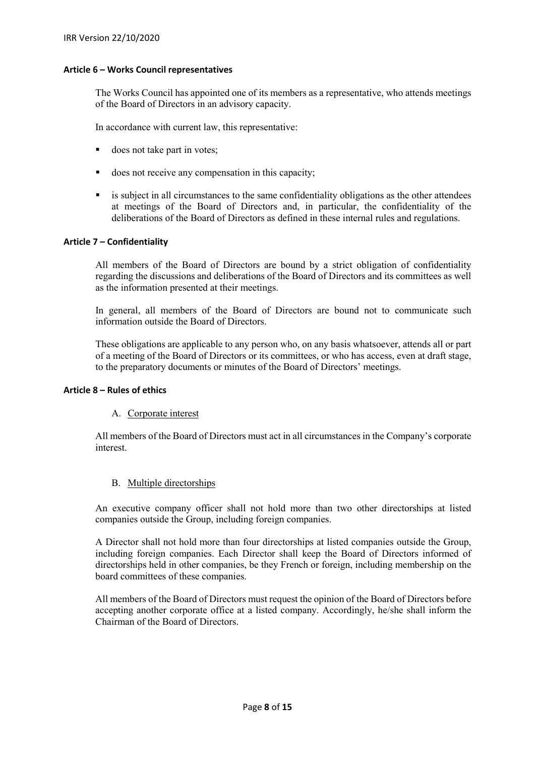## Article 6 – Works Council representatives

The Works Council has appointed one of its members as a representative, who attends meetings of the Board of Directors in an advisory capacity.

In accordance with current law, this representative:

- does not take part in votes;
- does not receive any compensation in this capacity;
- is subject in all circumstances to the same confidentiality obligations as the other attendees at meetings of the Board of Directors and, in particular, the confidentiality of the deliberations of the Board of Directors as defined in these internal rules and regulations.

## Article 7 – Confidentiality

All members of the Board of Directors are bound by a strict obligation of confidentiality regarding the discussions and deliberations of the Board of Directors and its committees as well as the information presented at their meetings.

In general, all members of the Board of Directors are bound not to communicate such information outside the Board of Directors.

These obligations are applicable to any person who, on any basis whatsoever, attends all or part of a meeting of the Board of Directors or its committees, or who has access, even at draft stage, to the preparatory documents or minutes of the Board of Directors' meetings.

## Article 8 – Rules of ethics

### A. Corporate interest

All members of the Board of Directors must act in all circumstances in the Company's corporate interest.

### B. Multiple directorships

An executive company officer shall not hold more than two other directorships at listed companies outside the Group, including foreign companies.

A Director shall not hold more than four directorships at listed companies outside the Group, including foreign companies. Each Director shall keep the Board of Directors informed of directorships held in other companies, be they French or foreign, including membership on the board committees of these companies.

All members of the Board of Directors must request the opinion of the Board of Directors before accepting another corporate office at a listed company. Accordingly, he/she shall inform the Chairman of the Board of Directors.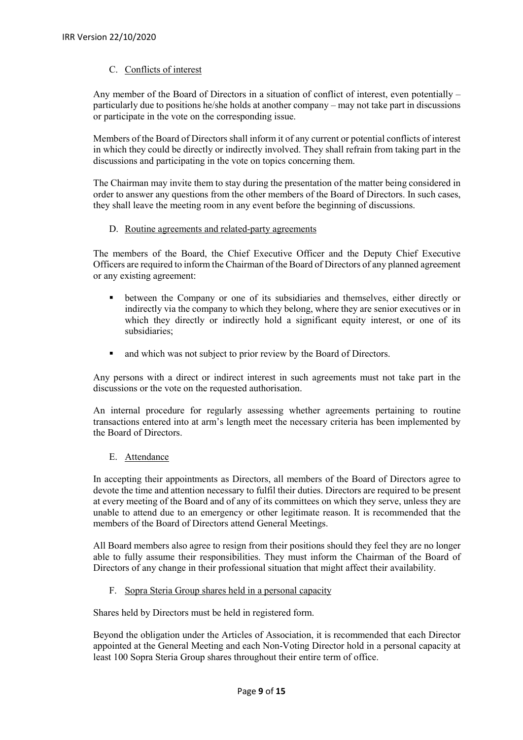### C. Conflicts of interest

Any member of the Board of Directors in a situation of conflict of interest, even potentially – particularly due to positions he/she holds at another company – may not take part in discussions or participate in the vote on the corresponding issue.

Members of the Board of Directors shall inform it of any current or potential conflicts of interest in which they could be directly or indirectly involved. They shall refrain from taking part in the discussions and participating in the vote on topics concerning them.

The Chairman may invite them to stay during the presentation of the matter being considered in order to answer any questions from the other members of the Board of Directors. In such cases, they shall leave the meeting room in any event before the beginning of discussions.

### D. Routine agreements and related-party agreements

The members of the Board, the Chief Executive Officer and the Deputy Chief Executive Officers are required to inform the Chairman of the Board of Directors of any planned agreement or any existing agreement:

- between the Company or one of its subsidiaries and themselves, either directly or indirectly via the company to which they belong, where they are senior executives or in which they directly or indirectly hold a significant equity interest, or one of its subsidiaries;
- and which was not subject to prior review by the Board of Directors.

Any persons with a direct or indirect interest in such agreements must not take part in the discussions or the vote on the requested authorisation.

An internal procedure for regularly assessing whether agreements pertaining to routine transactions entered into at arm's length meet the necessary criteria has been implemented by the Board of Directors.

### E. Attendance

In accepting their appointments as Directors, all members of the Board of Directors agree to devote the time and attention necessary to fulfil their duties. Directors are required to be present at every meeting of the Board and of any of its committees on which they serve, unless they are unable to attend due to an emergency or other legitimate reason. It is recommended that the members of the Board of Directors attend General Meetings.

All Board members also agree to resign from their positions should they feel they are no longer able to fully assume their responsibilities. They must inform the Chairman of the Board of Directors of any change in their professional situation that might affect their availability.

### F. Sopra Steria Group shares held in a personal capacity

Shares held by Directors must be held in registered form.

Beyond the obligation under the Articles of Association, it is recommended that each Director appointed at the General Meeting and each Non-Voting Director hold in a personal capacity at least 100 Sopra Steria Group shares throughout their entire term of office.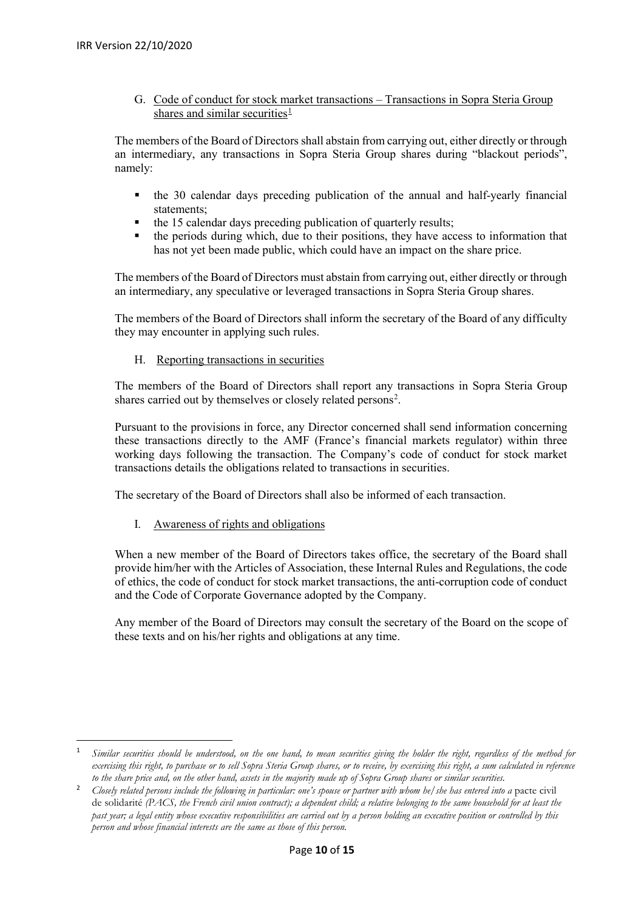G. Code of conduct for stock market transactions – Transactions in Sopra Steria Group shares and similar securities[1]

The members of the Board of Directors shall abstain from carrying out, either directly or through an intermediary, any transactions in Sopra Steria Group shares during "blackout periods", namely:

- the 30 calendar days preceding publication of the annual and half-yearly financial statements;
- the 15 calendar days preceding publication of quarterly results;
- the periods during which, due to their positions, they have access to information that has not yet been made public, which could have an impact on the share price.

The members of the Board of Directors must abstain from carrying out, either directly or through an intermediary, any speculative or leveraged transactions in Sopra Steria Group shares.

The members of the Board of Directors shall inform the secretary of the Board of any difficulty they may encounter in applying such rules.

H. Reporting transactions in securities

The members of the Board of Directors shall report any transactions in Sopra Steria Group shares carried out by themselves or closely related persons[2].

Pursuant to the provisions in force, any Director concerned shall send information concerning these transactions directly to the AMF (France's financial markets regulator) within three working days following the transaction. The Company's code of conduct for stock market transactions details the obligations related to transactions in securities.

The secretary of the Board of Directors shall also be informed of each transaction.

I. Awareness of rights and obligations

When a new member of the Board of Directors takes office, the secretary of the Board shall provide him/her with the Articles of Association, these Internal Rules and Regulations, the code of ethics, the code of conduct for stock market transactions, the anti-corruption code of conduct and the Code of Corporate Governance adopted by the Company.

Any member of the Board of Directors may consult the secretary of the Board on the scope of these texts and on his/her rights and obligations at any time.

---

[1] *Similar securities should be understood, on the one hand, to mean securities giving the holder the right, regardless of the method for exercising this right, to purchase or to sell Sopra Steria Group shares, or to receive, by exercising this right, a sum calculated in reference to the share price and, on the other hand, assets in the majority made up of Sopra Group shares or similar securities.*

[2] *Closely related persons include the following in particular: one's spouse or partner with whom he/she has entered into a* pacte civil de solidarité *(PACS, the French civil union contract); a dependent child; a relative belonging to the same household for at least the past year; a legal entity whose executive responsibilities are carried out by a person holding an executive position or controlled by this person and whose financial interests are the same as those of this person.*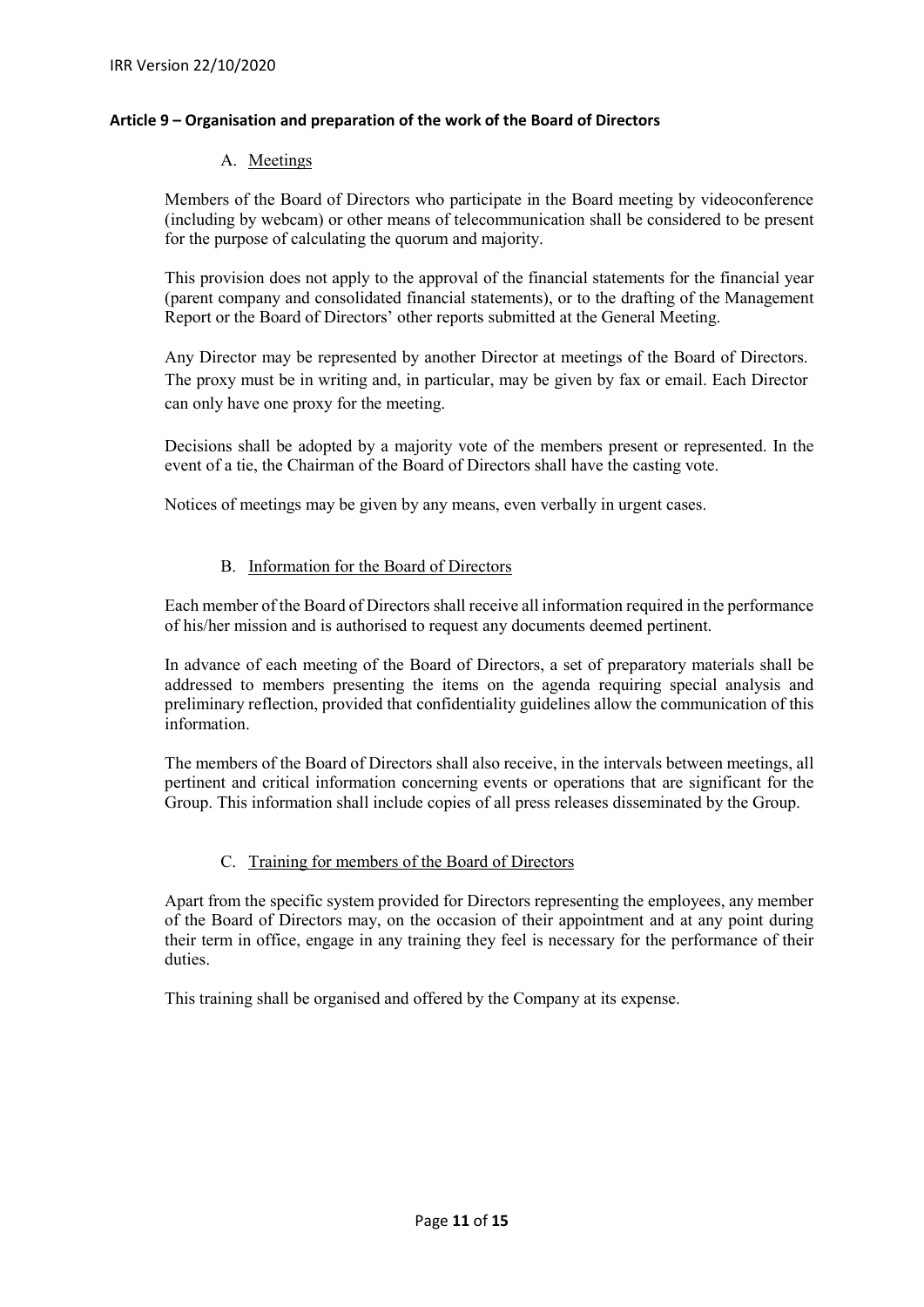### Article 9 – Organisation and preparation of the work of the Board of Directors

A. Meetings

Members of the Board of Directors who participate in the Board meeting by videoconference (including by webcam) or other means of telecommunication shall be considered to be present for the purpose of calculating the quorum and majority.

This provision does not apply to the approval of the financial statements for the financial year (parent company and consolidated financial statements), or to the drafting of the Management Report or the Board of Directors' other reports submitted at the General Meeting.

Any Director may be represented by another Director at meetings of the Board of Directors. The proxy must be in writing and, in particular, may be given by fax or email. Each Director can only have one proxy for the meeting.

Decisions shall be adopted by a majority vote of the members present or represented. In the event of a tie, the Chairman of the Board of Directors shall have the casting vote.

Notices of meetings may be given by any means, even verbally in urgent cases.

B. Information for the Board of Directors

Each member of the Board of Directors shall receive all information required in the performance of his/her mission and is authorised to request any documents deemed pertinent.

In advance of each meeting of the Board of Directors, a set of preparatory materials shall be addressed to members presenting the items on the agenda requiring special analysis and preliminary reflection, provided that confidentiality guidelines allow the communication of this information.

The members of the Board of Directors shall also receive, in the intervals between meetings, all pertinent and critical information concerning events or operations that are significant for the Group. This information shall include copies of all press releases disseminated by the Group.

C. Training for members of the Board of Directors

Apart from the specific system provided for Directors representing the employees, any member of the Board of Directors may, on the occasion of their appointment and at any point during their term in office, engage in any training they feel is necessary for the performance of their duties.

This training shall be organised and offered by the Company at its expense.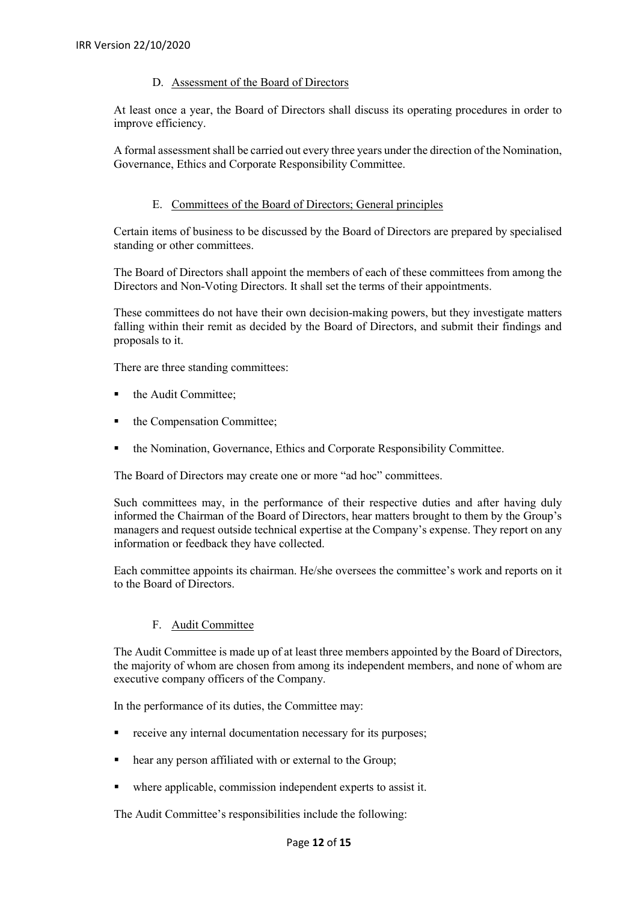### D. Assessment of the Board of Directors

At least once a year, the Board of Directors shall discuss its operating procedures in order to improve efficiency.

A formal assessment shall be carried out every three years under the direction of the Nomination, Governance, Ethics and Corporate Responsibility Committee.

### E. Committees of the Board of Directors; General principles

Certain items of business to be discussed by the Board of Directors are prepared by specialised standing or other committees.

The Board of Directors shall appoint the members of each of these committees from among the Directors and Non-Voting Directors. It shall set the terms of their appointments.

These committees do not have their own decision-making powers, but they investigate matters falling within their remit as decided by the Board of Directors, and submit their findings and proposals to it.

There are three standing committees:

- the Audit Committee;
- the Compensation Committee;
- the Nomination, Governance, Ethics and Corporate Responsibility Committee.

The Board of Directors may create one or more "ad hoc" committees.

Such committees may, in the performance of their respective duties and after having duly informed the Chairman of the Board of Directors, hear matters brought to them by the Group's managers and request outside technical expertise at the Company's expense. They report on any information or feedback they have collected.

Each committee appoints its chairman. He/she oversees the committee's work and reports on it to the Board of Directors.

### F. Audit Committee

The Audit Committee is made up of at least three members appointed by the Board of Directors, the majority of whom are chosen from among its independent members, and none of whom are executive company officers of the Company.

In the performance of its duties, the Committee may:

- receive any internal documentation necessary for its purposes;
- hear any person affiliated with or external to the Group;
- where applicable, commission independent experts to assist it.

The Audit Committee's responsibilities include the following: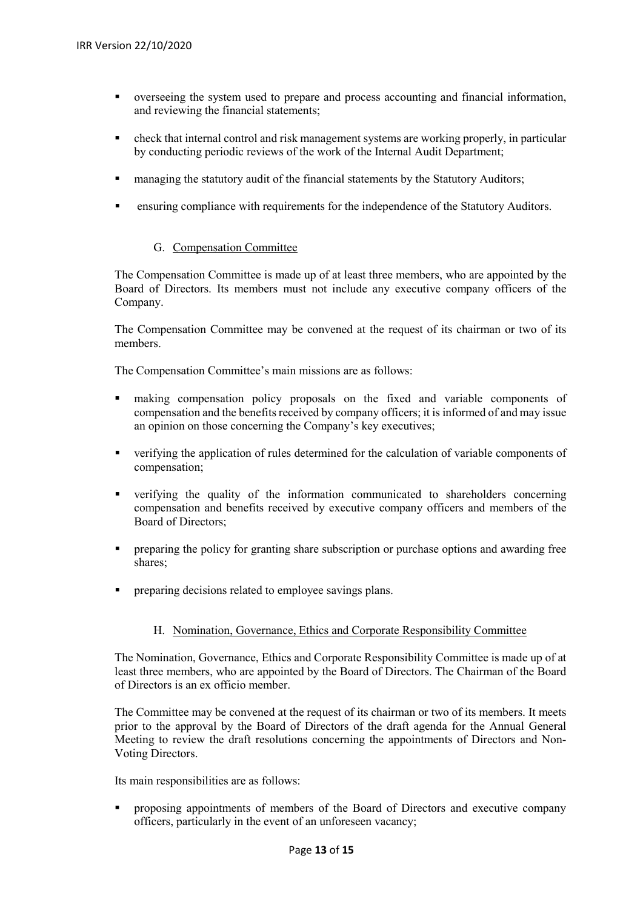- overseeing the system used to prepare and process accounting and financial information, and reviewing the financial statements;
- check that internal control and risk management systems are working properly, in particular by conducting periodic reviews of the work of the Internal Audit Department;
- managing the statutory audit of the financial statements by the Statutory Auditors;
- ensuring compliance with requirements for the independence of the Statutory Auditors.

### G. Compensation Committee

The Compensation Committee is made up of at least three members, who are appointed by the Board of Directors. Its members must not include any executive company officers of the Company.

The Compensation Committee may be convened at the request of its chairman or two of its members.

The Compensation Committee's main missions are as follows:

- making compensation policy proposals on the fixed and variable components of compensation and the benefits received by company officers; it is informed of and may issue an opinion on those concerning the Company's key executives;
- verifying the application of rules determined for the calculation of variable components of compensation;
- verifying the quality of the information communicated to shareholders concerning compensation and benefits received by executive company officers and members of the Board of Directors;
- preparing the policy for granting share subscription or purchase options and awarding free shares;
- preparing decisions related to employee savings plans.

### H. Nomination, Governance, Ethics and Corporate Responsibility Committee

The Nomination, Governance, Ethics and Corporate Responsibility Committee is made up of at least three members, who are appointed by the Board of Directors. The Chairman of the Board of Directors is an ex officio member.

The Committee may be convened at the request of its chairman or two of its members. It meets prior to the approval by the Board of Directors of the draft agenda for the Annual General Meeting to review the draft resolutions concerning the appointments of Directors and Non-Voting Directors.

Its main responsibilities are as follows:

- proposing appointments of members of the Board of Directors and executive company officers, particularly in the event of an unforeseen vacancy;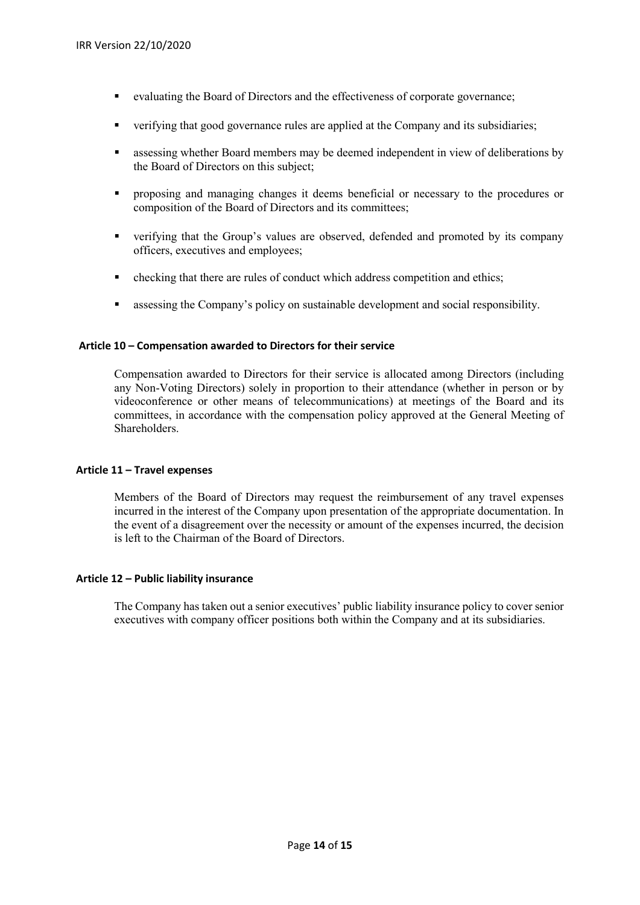- evaluating the Board of Directors and the effectiveness of corporate governance;
- verifying that good governance rules are applied at the Company and its subsidiaries;
- assessing whether Board members may be deemed independent in view of deliberations by the Board of Directors on this subject;
- proposing and managing changes it deems beneficial or necessary to the procedures or composition of the Board of Directors and its committees;
- verifying that the Group's values are observed, defended and promoted by its company officers, executives and employees;
- checking that there are rules of conduct which address competition and ethics;
- assessing the Company's policy on sustainable development and social responsibility.

### Article 10 – Compensation awarded to Directors for their service

Compensation awarded to Directors for their service is allocated among Directors (including any Non-Voting Directors) solely in proportion to their attendance (whether in person or by videoconference or other means of telecommunications) at meetings of the Board and its committees, in accordance with the compensation policy approved at the General Meeting of Shareholders.

### Article 11 – Travel expenses

Members of the Board of Directors may request the reimbursement of any travel expenses incurred in the interest of the Company upon presentation of the appropriate documentation. In the event of a disagreement over the necessity or amount of the expenses incurred, the decision is left to the Chairman of the Board of Directors.

### Article 12 – Public liability insurance

The Company has taken out a senior executives' public liability insurance policy to cover senior executives with company officer positions both within the Company and at its subsidiaries.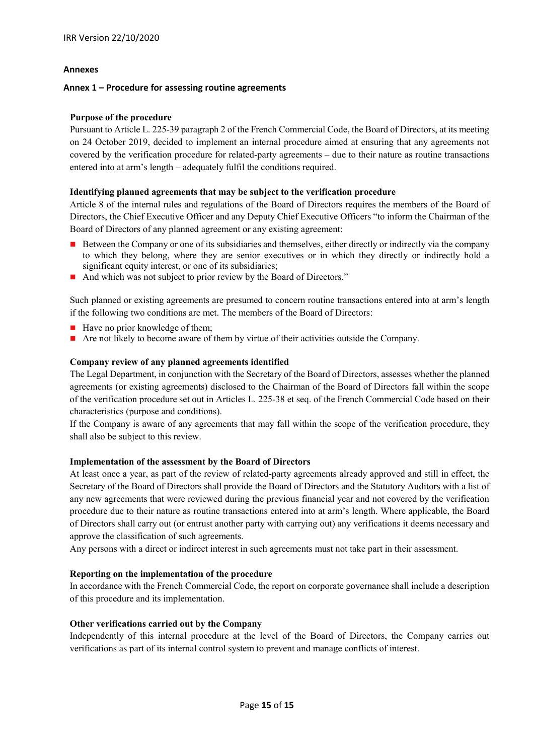## Annexes

### Annex 1 – Procedure for assessing routine agreements

**Purpose of the procedure**

Pursuant to Article L. 225-39 paragraph 2 of the French Commercial Code, the Board of Directors, at its meeting on 24 October 2019, decided to implement an internal procedure aimed at ensuring that any agreements not covered by the verification procedure for related-party agreements – due to their nature as routine transactions entered into at arm's length – adequately fulfil the conditions required.

**Identifying planned agreements that may be subject to the verification procedure**

Article 8 of the internal rules and regulations of the Board of Directors requires the members of the Board of Directors, the Chief Executive Officer and any Deputy Chief Executive Officers "to inform the Chairman of the Board of Directors of any planned agreement or any existing agreement:

- Between the Company or one of its subsidiaries and themselves, either directly or indirectly via the company to which they belong, where they are senior executives or in which they directly or indirectly hold a significant equity interest, or one of its subsidiaries;
- And which was not subject to prior review by the Board of Directors."

Such planned or existing agreements are presumed to concern routine transactions entered into at arm's length if the following two conditions are met. The members of the Board of Directors:

- Have no prior knowledge of them;
- Are not likely to become aware of them by virtue of their activities outside the Company.

**Company review of any planned agreements identified**

The Legal Department, in conjunction with the Secretary of the Board of Directors, assesses whether the planned agreements (or existing agreements) disclosed to the Chairman of the Board of Directors fall within the scope of the verification procedure set out in Articles L. 225-38 et seq. of the French Commercial Code based on their characteristics (purpose and conditions).

If the Company is aware of any agreements that may fall within the scope of the verification procedure, they shall also be subject to this review.

**Implementation of the assessment by the Board of Directors**

At least once a year, as part of the review of related-party agreements already approved and still in effect, the Secretary of the Board of Directors shall provide the Board of Directors and the Statutory Auditors with a list of any new agreements that were reviewed during the previous financial year and not covered by the verification procedure due to their nature as routine transactions entered into at arm's length. Where applicable, the Board of Directors shall carry out (or entrust another party with carrying out) any verifications it deems necessary and approve the classification of such agreements.

Any persons with a direct or indirect interest in such agreements must not take part in their assessment.

**Reporting on the implementation of the procedure**

In accordance with the French Commercial Code, the report on corporate governance shall include a description of this procedure and its implementation.

**Other verifications carried out by the Company**

Independently of this internal procedure at the level of the Board of Directors, the Company carries out verifications as part of its internal control system to prevent and manage conflicts of interest.